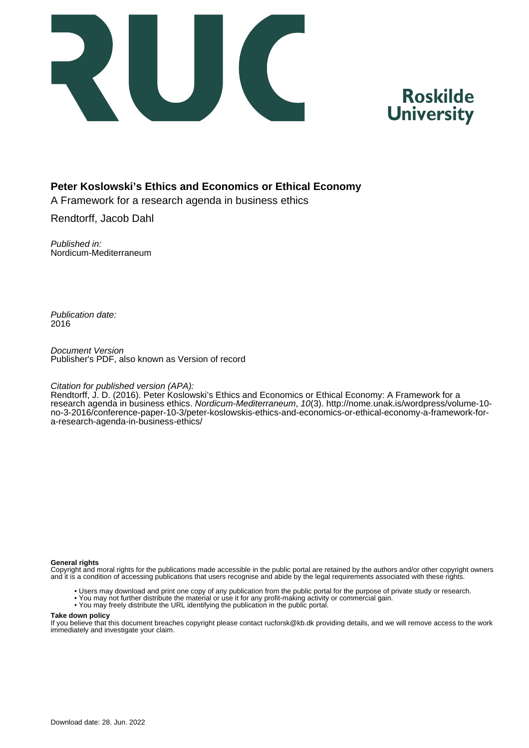Roskilde University

**Peter Koslowski's Ethics and Economics or Ethical Economy**

A Framework for a research agenda in business ethics

Rendtorff, Jacob Dahl

*Published in:*
Nordicum-Mediterraneum

*Publication date:*
2016

*Document Version*
Publisher's PDF, also known as Version of record

*Citation for published version (APA):*
Rendtorff, J. D. (2016). Peter Koslowski's Ethics and Economics or Ethical Economy: A Framework for a research agenda in business ethics. *Nordicum-Mediterraneum*, *10*(3). http://nome.unak.is/wordpress/volume-10-no-3-2016/conference-paper-10-3/peter-koslowskis-ethics-and-economics-or-ethical-economy-a-framework-for-a-research-agenda-in-business-ethics/

**General rights**
Copyright and moral rights for the publications made accessible in the public portal are retained by the authors and/or other copyright owners and it is a condition of accessing publications that users recognise and abide by the legal requirements associated with these rights.

- Users may download and print one copy of any publication from the public portal for the purpose of private study or research.
- You may not further distribute the material or use it for any profit-making activity or commercial gain.
- You may freely distribute the URL identifying the publication in the public portal.

**Take down policy**
If you believe that this document breaches copyright please contact rucforsk@kb.dk providing details, and we will remove access to the work immediately and investigate your claim.

Download date: 28. Jun. 2022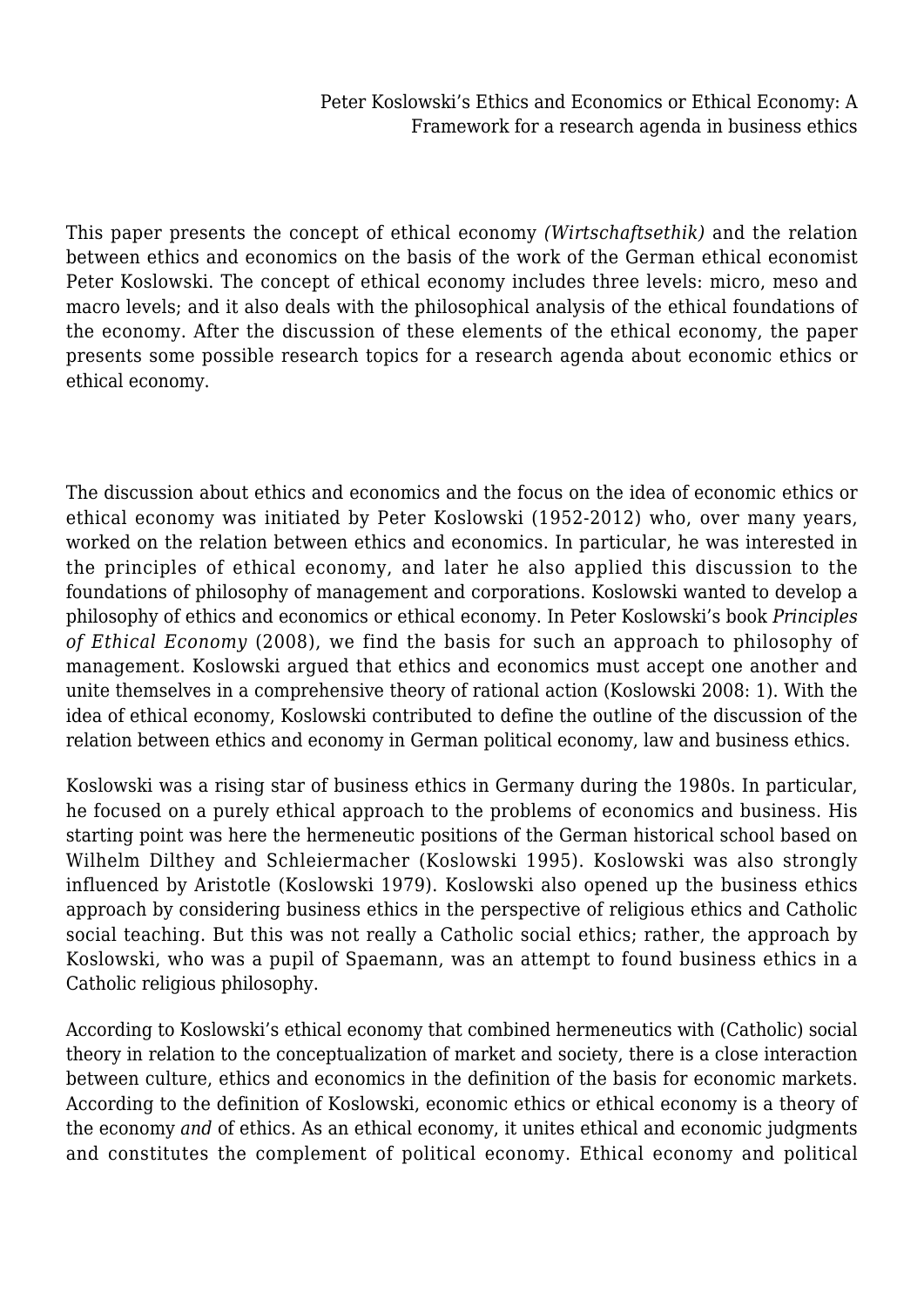Peter Koslowski's Ethics and Economics or Ethical Economy: A Framework for a research agenda in business ethics

This paper presents the concept of ethical economy *(Wirtschaftsethik)* and the relation between ethics and economics on the basis of the work of the German ethical economist Peter Koslowski. The concept of ethical economy includes three levels: micro, meso and macro levels; and it also deals with the philosophical analysis of the ethical foundations of the economy. After the discussion of these elements of the ethical economy, the paper presents some possible research topics for a research agenda about economic ethics or ethical economy.

The discussion about ethics and economics and the focus on the idea of economic ethics or ethical economy was initiated by Peter Koslowski (1952-2012) who, over many years, worked on the relation between ethics and economics. In particular, he was interested in the principles of ethical economy, and later he also applied this discussion to the foundations of philosophy of management and corporations. Koslowski wanted to develop a philosophy of ethics and economics or ethical economy. In Peter Koslowski's book *Principles of Ethical Economy* (2008), we find the basis for such an approach to philosophy of management. Koslowski argued that ethics and economics must accept one another and unite themselves in a comprehensive theory of rational action (Koslowski 2008: 1). With the idea of ethical economy, Koslowski contributed to define the outline of the discussion of the relation between ethics and economy in German political economy, law and business ethics.

Koslowski was a rising star of business ethics in Germany during the 1980s. In particular, he focused on a purely ethical approach to the problems of economics and business. His starting point was here the hermeneutic positions of the German historical school based on Wilhelm Dilthey and Schleiermacher (Koslowski 1995). Koslowski was also strongly influenced by Aristotle (Koslowski 1979). Koslowski also opened up the business ethics approach by considering business ethics in the perspective of religious ethics and Catholic social teaching. But this was not really a Catholic social ethics; rather, the approach by Koslowski, who was a pupil of Spaemann, was an attempt to found business ethics in a Catholic religious philosophy.

According to Koslowski's ethical economy that combined hermeneutics with (Catholic) social theory in relation to the conceptualization of market and society, there is a close interaction between culture, ethics and economics in the definition of the basis for economic markets. According to the definition of Koslowski, economic ethics or ethical economy is a theory of the economy *and* of ethics. As an ethical economy, it unites ethical and economic judgments and constitutes the complement of political economy. Ethical economy and political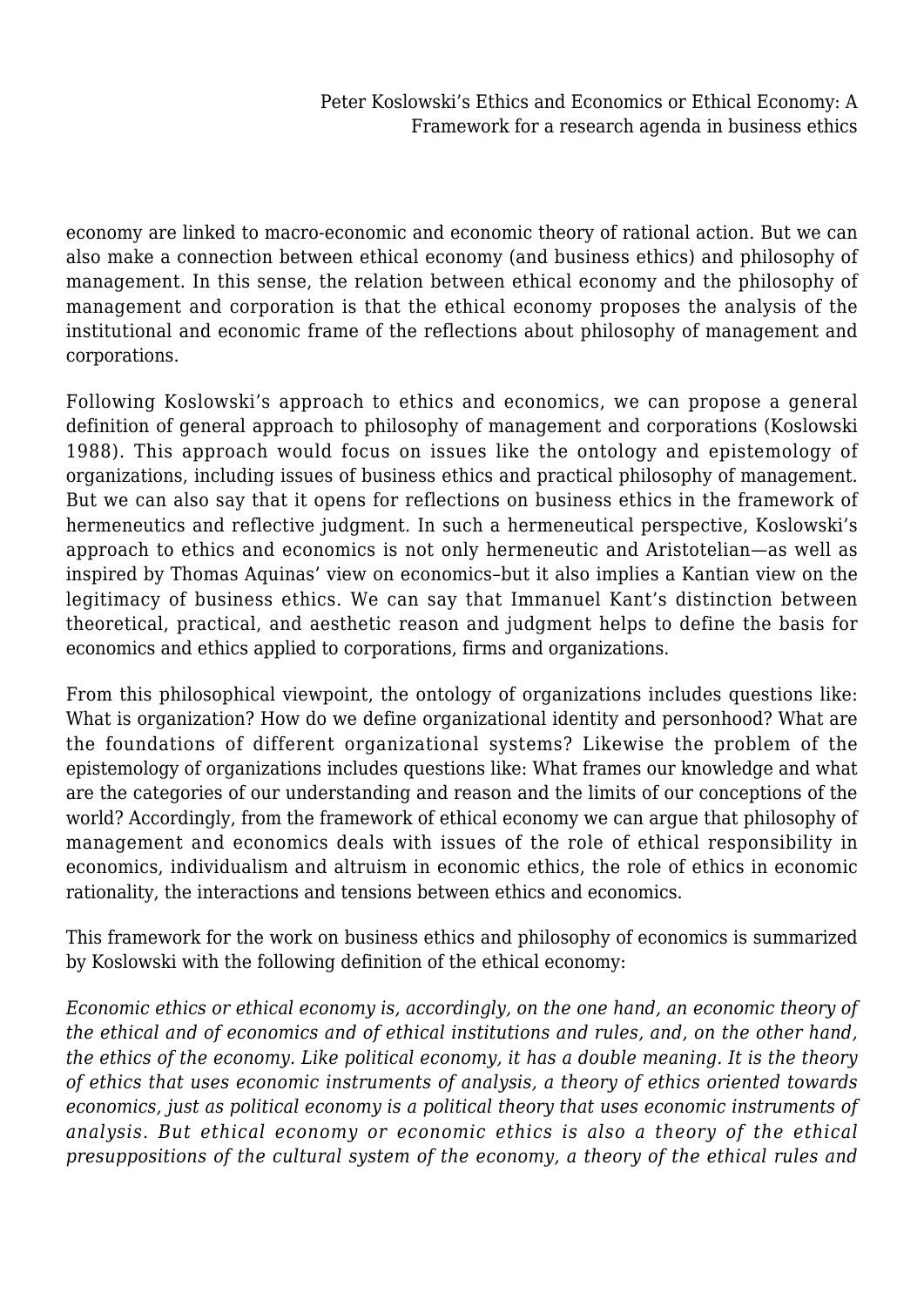economy are linked to macro-economic and economic theory of rational action. But we can also make a connection between ethical economy (and business ethics) and philosophy of management. In this sense, the relation between ethical economy and the philosophy of management and corporation is that the ethical economy proposes the analysis of the institutional and economic frame of the reflections about philosophy of management and corporations.

Following Koslowski's approach to ethics and economics, we can propose a general definition of general approach to philosophy of management and corporations (Koslowski 1988). This approach would focus on issues like the ontology and epistemology of organizations, including issues of business ethics and practical philosophy of management. But we can also say that it opens for reflections on business ethics in the framework of hermeneutics and reflective judgment. In such a hermeneutical perspective, Koslowski's approach to ethics and economics is not only hermeneutic and Aristotelian—as well as inspired by Thomas Aquinas' view on economics–but it also implies a Kantian view on the legitimacy of business ethics. We can say that Immanuel Kant's distinction between theoretical, practical, and aesthetic reason and judgment helps to define the basis for economics and ethics applied to corporations, firms and organizations.

From this philosophical viewpoint, the ontology of organizations includes questions like: What is organization? How do we define organizational identity and personhood? What are the foundations of different organizational systems? Likewise the problem of the epistemology of organizations includes questions like: What frames our knowledge and what are the categories of our understanding and reason and the limits of our conceptions of the world? Accordingly, from the framework of ethical economy we can argue that philosophy of management and economics deals with issues of the role of ethical responsibility in economics, individualism and altruism in economic ethics, the role of ethics in economic rationality, the interactions and tensions between ethics and economics.

This framework for the work on business ethics and philosophy of economics is summarized by Koslowski with the following definition of the ethical economy:

*Economic ethics or ethical economy is, accordingly, on the one hand, an economic theory of the ethical and of economics and of ethical institutions and rules, and, on the other hand, the ethics of the economy. Like political economy, it has a double meaning. It is the theory of ethics that uses economic instruments of analysis, a theory of ethics oriented towards economics, just as political economy is a political theory that uses economic instruments of analysis. But ethical economy or economic ethics is also a theory of the ethical presuppositions of the cultural system of the economy, a theory of the ethical rules and*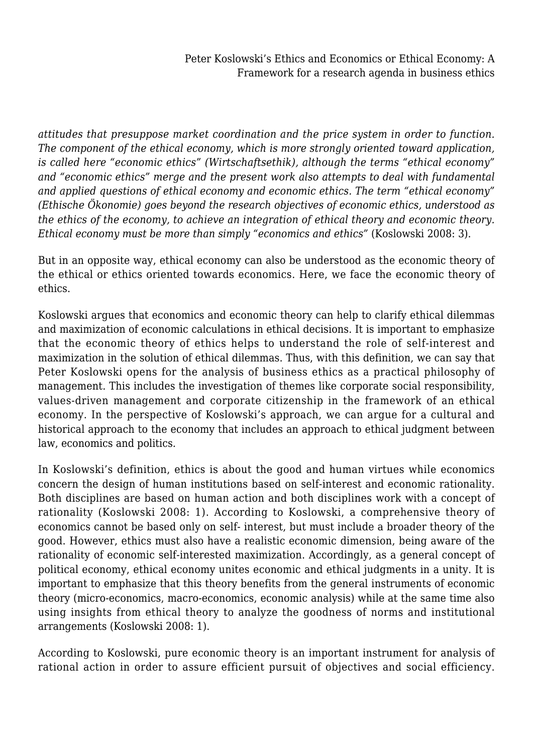*attitudes that presuppose market coordination and the price system in order to function. The component of the ethical economy, which is more strongly oriented toward application, is called here "economic ethics" (Wirtschaftsethik), although the terms "ethical economy" and "economic ethics" merge and the present work also attempts to deal with fundamental and applied questions of ethical economy and economic ethics. The term "ethical economy" (Ethische Ökonomie) goes beyond the research objectives of economic ethics, understood as the ethics of the economy, to achieve an integration of ethical theory and economic theory. Ethical economy must be more than simply "economics and ethics"* (Koslowski 2008: 3).

But in an opposite way, ethical economy can also be understood as the economic theory of the ethical or ethics oriented towards economics. Here, we face the economic theory of ethics.

Koslowski argues that economics and economic theory can help to clarify ethical dilemmas and maximization of economic calculations in ethical decisions. It is important to emphasize that the economic theory of ethics helps to understand the role of self-interest and maximization in the solution of ethical dilemmas. Thus, with this definition, we can say that Peter Koslowski opens for the analysis of business ethics as a practical philosophy of management. This includes the investigation of themes like corporate social responsibility, values-driven management and corporate citizenship in the framework of an ethical economy. In the perspective of Koslowski's approach, we can argue for a cultural and historical approach to the economy that includes an approach to ethical judgment between law, economics and politics.

In Koslowski's definition, ethics is about the good and human virtues while economics concern the design of human institutions based on self-interest and economic rationality. Both disciplines are based on human action and both disciplines work with a concept of rationality (Koslowski 2008: 1). According to Koslowski, a comprehensive theory of economics cannot be based only on self- interest, but must include a broader theory of the good. However, ethics must also have a realistic economic dimension, being aware of the rationality of economic self-interested maximization. Accordingly, as a general concept of political economy, ethical economy unites economic and ethical judgments in a unity. It is important to emphasize that this theory benefits from the general instruments of economic theory (micro-economics, macro-economics, economic analysis) while at the same time also using insights from ethical theory to analyze the goodness of norms and institutional arrangements (Koslowski 2008: 1).

According to Koslowski, pure economic theory is an important instrument for analysis of rational action in order to assure efficient pursuit of objectives and social efficiency.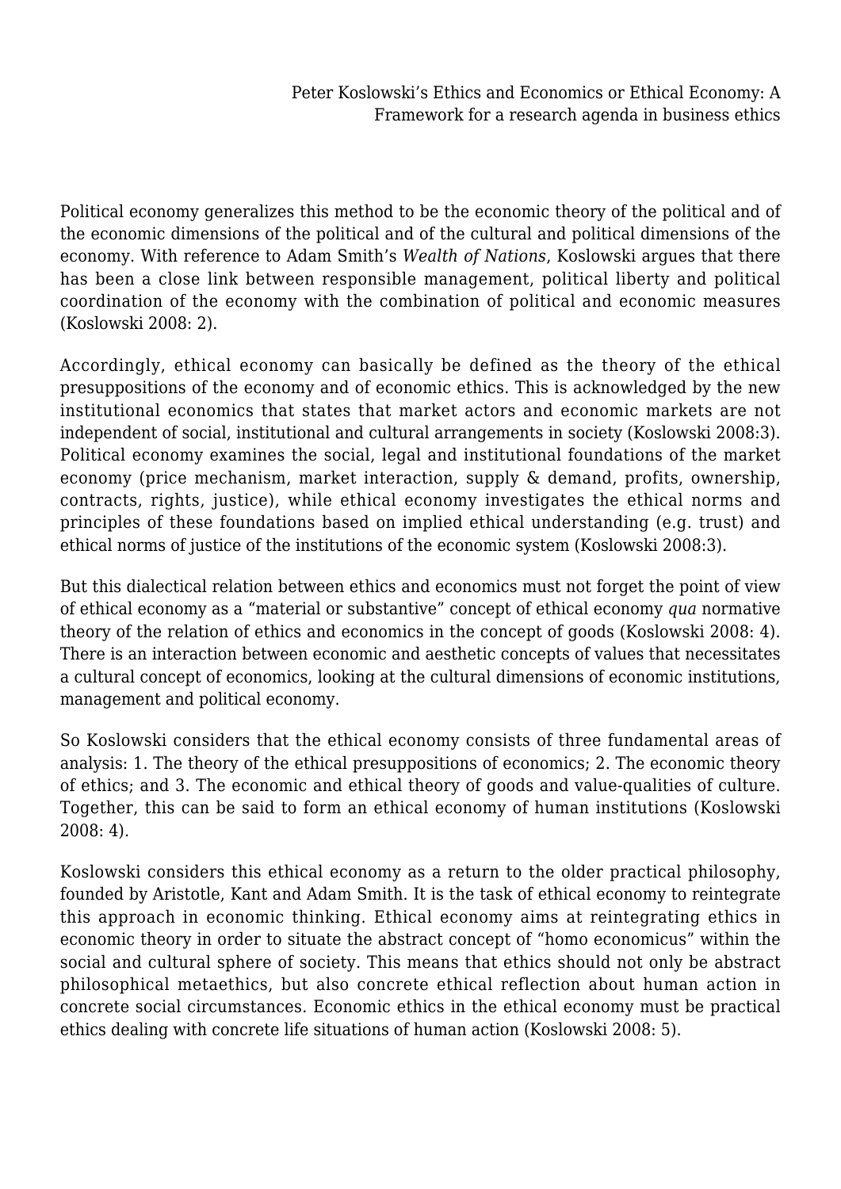Political economy generalizes this method to be the economic theory of the political and of the economic dimensions of the political and of the cultural and political dimensions of the economy. With reference to Adam Smith's *Wealth of Nations*, Koslowski argues that there has been a close link between responsible management, political liberty and political coordination of the economy with the combination of political and economic measures (Koslowski 2008: 2).

Accordingly, ethical economy can basically be defined as the theory of the ethical presuppositions of the economy and of economic ethics. This is acknowledged by the new institutional economics that states that market actors and economic markets are not independent of social, institutional and cultural arrangements in society (Koslowski 2008:3). Political economy examines the social, legal and institutional foundations of the market economy (price mechanism, market interaction, supply & demand, profits, ownership, contracts, rights, justice), while ethical economy investigates the ethical norms and principles of these foundations based on implied ethical understanding (e.g. trust) and ethical norms of justice of the institutions of the economic system (Koslowski 2008:3).

But this dialectical relation between ethics and economics must not forget the point of view of ethical economy as a "material or substantive" concept of ethical economy *qua* normative theory of the relation of ethics and economics in the concept of goods (Koslowski 2008: 4). There is an interaction between economic and aesthetic concepts of values that necessitates a cultural concept of economics, looking at the cultural dimensions of economic institutions, management and political economy.

So Koslowski considers that the ethical economy consists of three fundamental areas of analysis: 1. The theory of the ethical presuppositions of economics; 2. The economic theory of ethics; and 3. The economic and ethical theory of goods and value-qualities of culture. Together, this can be said to form an ethical economy of human institutions (Koslowski 2008: 4).

Koslowski considers this ethical economy as a return to the older practical philosophy, founded by Aristotle, Kant and Adam Smith. It is the task of ethical economy to reintegrate this approach in economic thinking. Ethical economy aims at reintegrating ethics in economic theory in order to situate the abstract concept of "homo economicus" within the social and cultural sphere of society. This means that ethics should not only be abstract philosophical metaethics, but also concrete ethical reflection about human action in concrete social circumstances. Economic ethics in the ethical economy must be practical ethics dealing with concrete life situations of human action (Koslowski 2008: 5).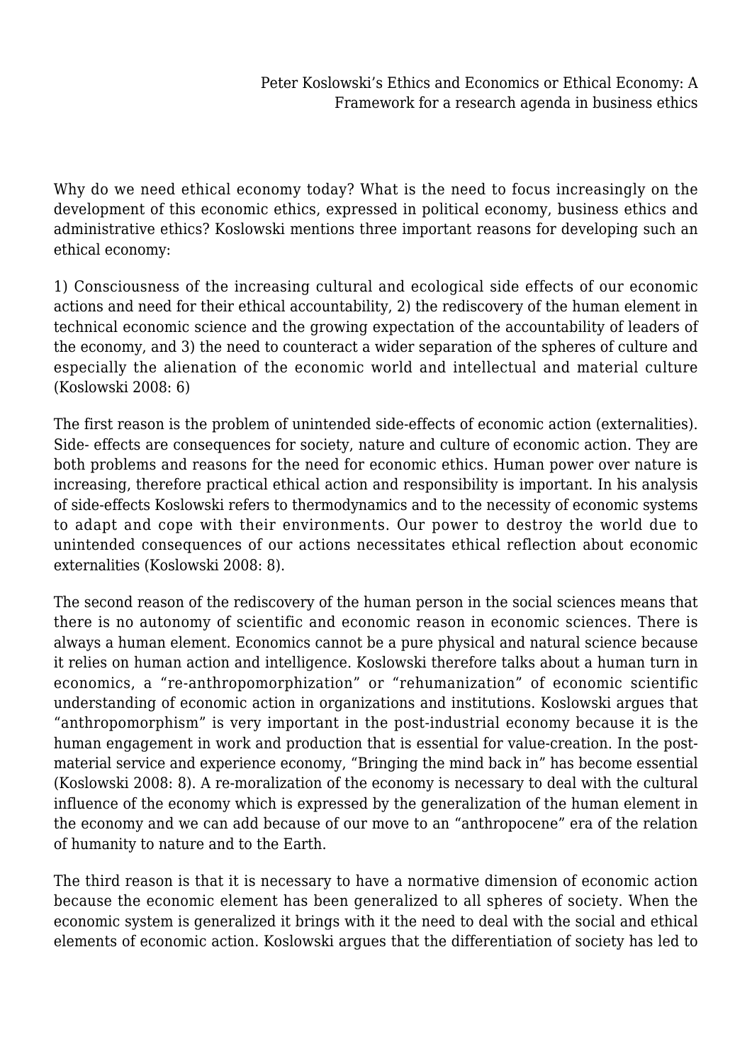Why do we need ethical economy today? What is the need to focus increasingly on the development of this economic ethics, expressed in political economy, business ethics and administrative ethics? Koslowski mentions three important reasons for developing such an ethical economy:

1) Consciousness of the increasing cultural and ecological side effects of our economic actions and need for their ethical accountability, 2) the rediscovery of the human element in technical economic science and the growing expectation of the accountability of leaders of the economy, and 3) the need to counteract a wider separation of the spheres of culture and especially the alienation of the economic world and intellectual and material culture (Koslowski 2008: 6)

The first reason is the problem of unintended side-effects of economic action (externalities). Side- effects are consequences for society, nature and culture of economic action. They are both problems and reasons for the need for economic ethics. Human power over nature is increasing, therefore practical ethical action and responsibility is important. In his analysis of side-effects Koslowski refers to thermodynamics and to the necessity of economic systems to adapt and cope with their environments. Our power to destroy the world due to unintended consequences of our actions necessitates ethical reflection about economic externalities (Koslowski 2008: 8).

The second reason of the rediscovery of the human person in the social sciences means that there is no autonomy of scientific and economic reason in economic sciences. There is always a human element. Economics cannot be a pure physical and natural science because it relies on human action and intelligence. Koslowski therefore talks about a human turn in economics, a "re-anthropomorphization" or "rehumanization" of economic scientific understanding of economic action in organizations and institutions. Koslowski argues that "anthropomorphism" is very important in the post-industrial economy because it is the human engagement in work and production that is essential for value-creation. In the post-material service and experience economy, "Bringing the mind back in" has become essential (Koslowski 2008: 8). A re-moralization of the economy is necessary to deal with the cultural influence of the economy which is expressed by the generalization of the human element in the economy and we can add because of our move to an "anthropocene" era of the relation of humanity to nature and to the Earth.

The third reason is that it is necessary to have a normative dimension of economic action because the economic element has been generalized to all spheres of society. When the economic system is generalized it brings with it the need to deal with the social and ethical elements of economic action. Koslowski argues that the differentiation of society has led to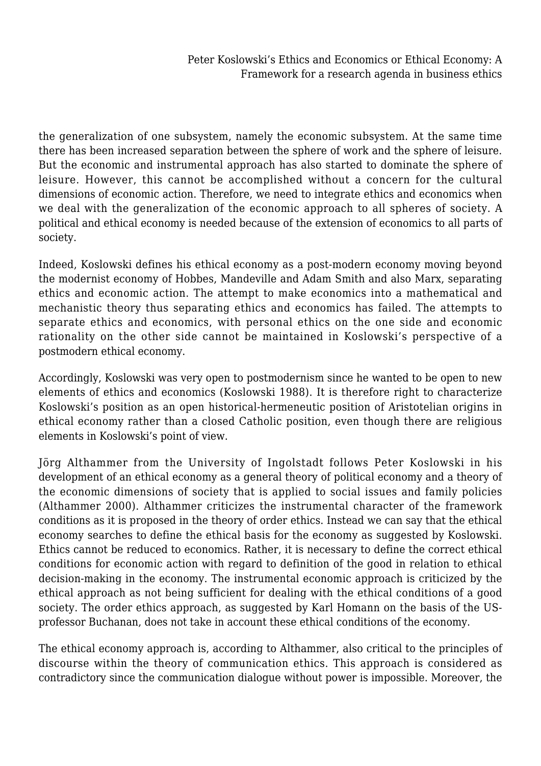the generalization of one subsystem, namely the economic subsystem. At the same time there has been increased separation between the sphere of work and the sphere of leisure. But the economic and instrumental approach has also started to dominate the sphere of leisure. However, this cannot be accomplished without a concern for the cultural dimensions of economic action. Therefore, we need to integrate ethics and economics when we deal with the generalization of the economic approach to all spheres of society. A political and ethical economy is needed because of the extension of economics to all parts of society.

Indeed, Koslowski defines his ethical economy as a post-modern economy moving beyond the modernist economy of Hobbes, Mandeville and Adam Smith and also Marx, separating ethics and economic action. The attempt to make economics into a mathematical and mechanistic theory thus separating ethics and economics has failed. The attempts to separate ethics and economics, with personal ethics on the one side and economic rationality on the other side cannot be maintained in Koslowski's perspective of a postmodern ethical economy.

Accordingly, Koslowski was very open to postmodernism since he wanted to be open to new elements of ethics and economics (Koslowski 1988). It is therefore right to characterize Koslowski's position as an open historical-hermeneutic position of Aristotelian origins in ethical economy rather than a closed Catholic position, even though there are religious elements in Koslowski's point of view.

Jörg Althammer from the University of Ingolstadt follows Peter Koslowski in his development of an ethical economy as a general theory of political economy and a theory of the economic dimensions of society that is applied to social issues and family policies (Althammer 2000). Althammer criticizes the instrumental character of the framework conditions as it is proposed in the theory of order ethics. Instead we can say that the ethical economy searches to define the ethical basis for the economy as suggested by Koslowski. Ethics cannot be reduced to economics. Rather, it is necessary to define the correct ethical conditions for economic action with regard to definition of the good in relation to ethical decision-making in the economy. The instrumental economic approach is criticized by the ethical approach as not being sufficient for dealing with the ethical conditions of a good society. The order ethics approach, as suggested by Karl Homann on the basis of the US-professor Buchanan, does not take in account these ethical conditions of the economy.

The ethical economy approach is, according to Althammer, also critical to the principles of discourse within the theory of communication ethics. This approach is considered as contradictory since the communication dialogue without power is impossible. Moreover, the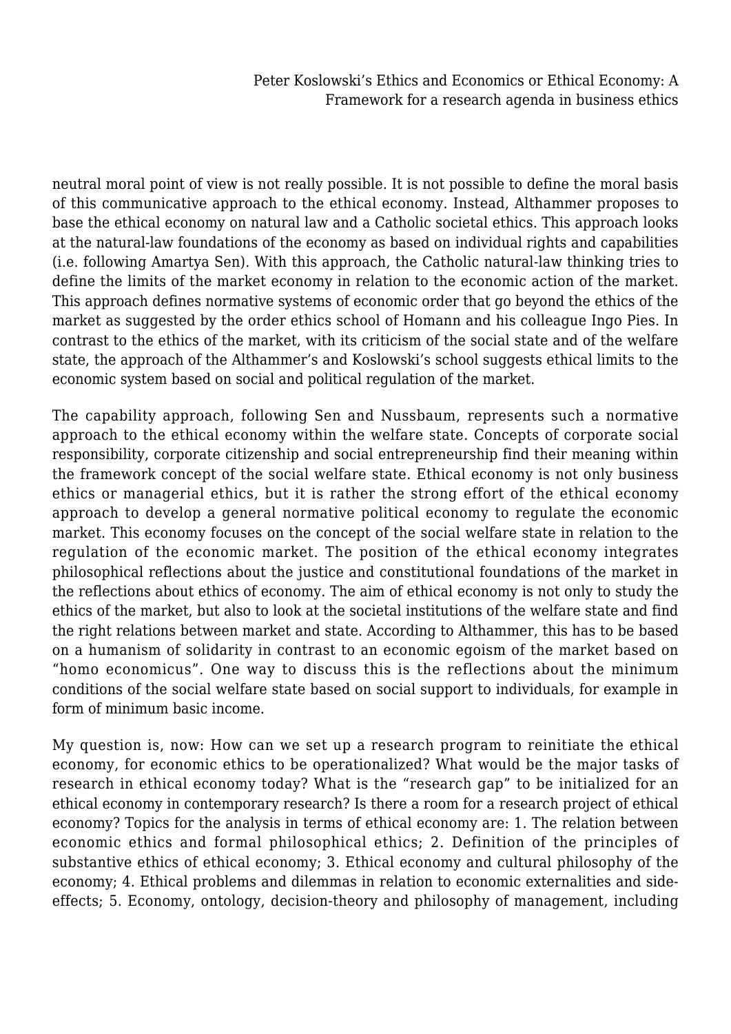neutral moral point of view is not really possible. It is not possible to define the moral basis of this communicative approach to the ethical economy. Instead, Althammer proposes to base the ethical economy on natural law and a Catholic societal ethics. This approach looks at the natural-law foundations of the economy as based on individual rights and capabilities (i.e. following Amartya Sen). With this approach, the Catholic natural-law thinking tries to define the limits of the market economy in relation to the economic action of the market. This approach defines normative systems of economic order that go beyond the ethics of the market as suggested by the order ethics school of Homann and his colleague Ingo Pies. In contrast to the ethics of the market, with its criticism of the social state and of the welfare state, the approach of the Althammer's and Koslowski's school suggests ethical limits to the economic system based on social and political regulation of the market.

The capability approach, following Sen and Nussbaum, represents such a normative approach to the ethical economy within the welfare state. Concepts of corporate social responsibility, corporate citizenship and social entrepreneurship find their meaning within the framework concept of the social welfare state. Ethical economy is not only business ethics or managerial ethics, but it is rather the strong effort of the ethical economy approach to develop a general normative political economy to regulate the economic market. This economy focuses on the concept of the social welfare state in relation to the regulation of the economic market. The position of the ethical economy integrates philosophical reflections about the justice and constitutional foundations of the market in the reflections about ethics of economy. The aim of ethical economy is not only to study the ethics of the market, but also to look at the societal institutions of the welfare state and find the right relations between market and state. According to Althammer, this has to be based on a humanism of solidarity in contrast to an economic egoism of the market based on "homo economicus". One way to discuss this is the reflections about the minimum conditions of the social welfare state based on social support to individuals, for example in form of minimum basic income.

My question is, now: How can we set up a research program to reinitiate the ethical economy, for economic ethics to be operationalized? What would be the major tasks of research in ethical economy today? What is the "research gap" to be initialized for an ethical economy in contemporary research? Is there a room for a research project of ethical economy? Topics for the analysis in terms of ethical economy are: 1. The relation between economic ethics and formal philosophical ethics; 2. Definition of the principles of substantive ethics of ethical economy; 3. Ethical economy and cultural philosophy of the economy; 4. Ethical problems and dilemmas in relation to economic externalities and side-effects; 5. Economy, ontology, decision-theory and philosophy of management, including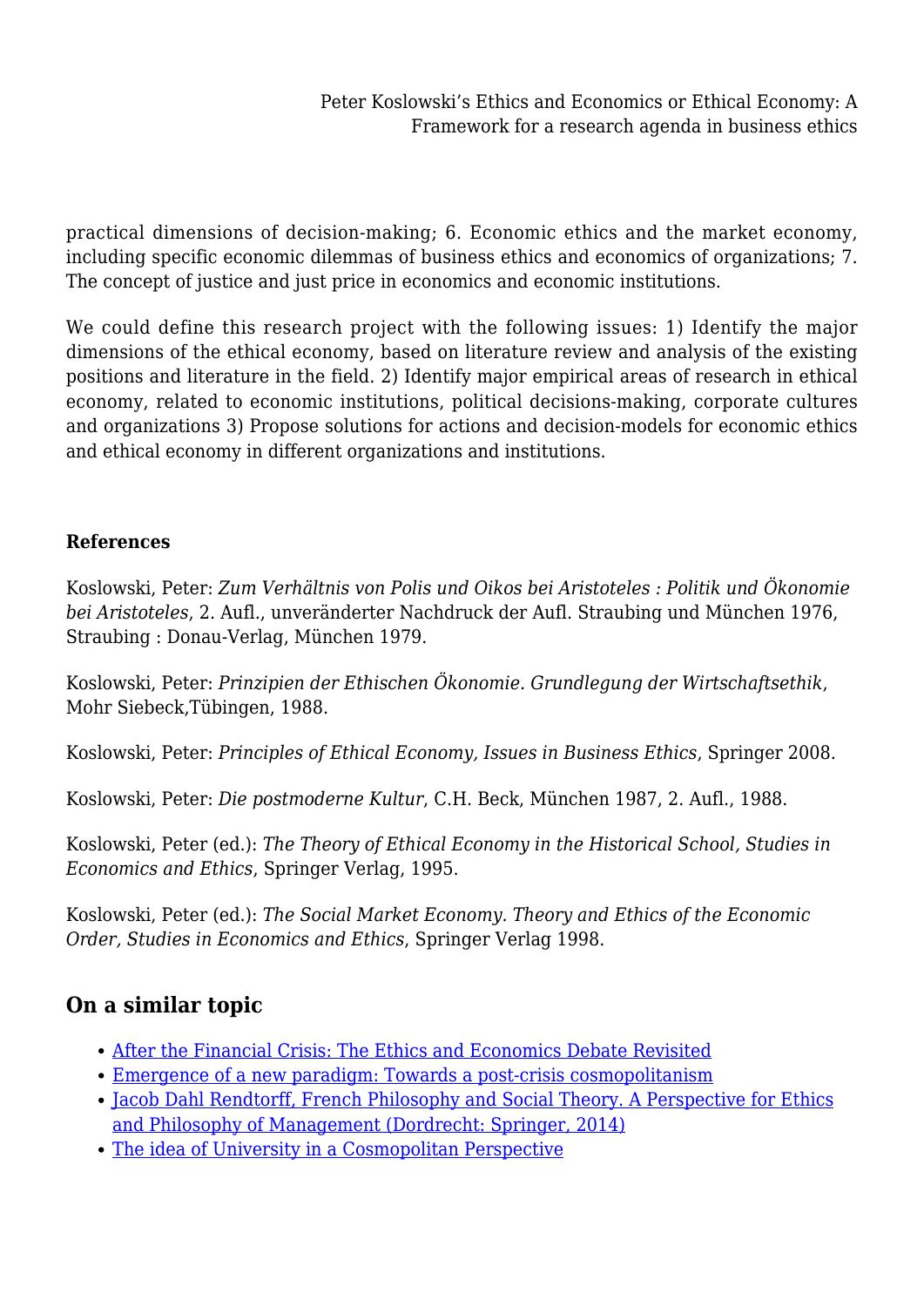practical dimensions of decision-making; 6. Economic ethics and the market economy, including specific economic dilemmas of business ethics and economics of organizations; 7. The concept of justice and just price in economics and economic institutions.

We could define this research project with the following issues: 1) Identify the major dimensions of the ethical economy, based on literature review and analysis of the existing positions and literature in the field. 2) Identify major empirical areas of research in ethical economy, related to economic institutions, political decisions-making, corporate cultures and organizations 3) Propose solutions for actions and decision-models for economic ethics and ethical economy in different organizations and institutions.

**References**

Koslowski, Peter: *Zum Verhältnis von Polis und Oikos bei Aristoteles : Politik und Ökonomie bei Aristoteles*, 2. Aufl., unveränderter Nachdruck der Aufl. Straubing und München 1976, Straubing : Donau-Verlag, München 1979.

Koslowski, Peter: *Prinzipien der Ethischen Ökonomie. Grundlegung der Wirtschaftsethik*, Mohr Siebeck,Tübingen, 1988.

Koslowski, Peter: *Principles of Ethical Economy, Issues in Business Ethics*, Springer 2008.

Koslowski, Peter: *Die postmoderne Kultur*, C.H. Beck, München 1987, 2. Aufl., 1988.

Koslowski, Peter (ed.): *The Theory of Ethical Economy in the Historical School, Studies in Economics and Ethics*, Springer Verlag, 1995.

Koslowski, Peter (ed.): *The Social Market Economy. Theory and Ethics of the Economic Order, Studies in Economics and Ethics*, Springer Verlag 1998.

## On a similar topic

- After the Financial Crisis: The Ethics and Economics Debate Revisited
- Emergence of a new paradigm: Towards a post-crisis cosmopolitanism
- Jacob Dahl Rendtorff, French Philosophy and Social Theory. A Perspective for Ethics and Philosophy of Management (Dordrecht: Springer, 2014)
- The idea of University in a Cosmopolitan Perspective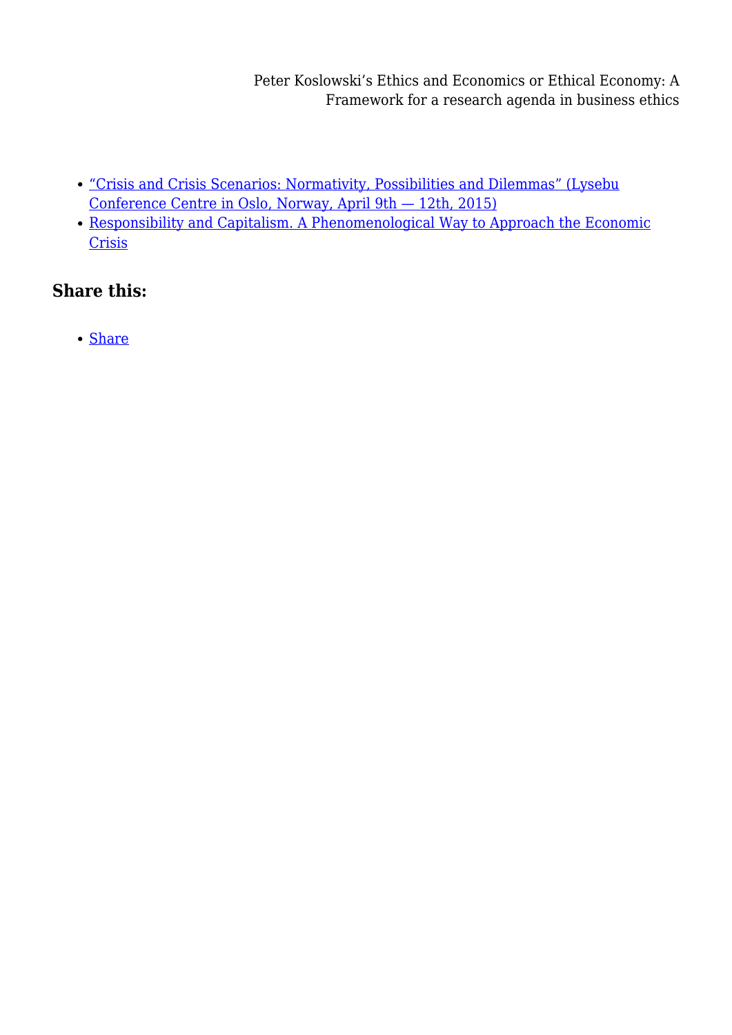- “Crisis and Crisis Scenarios: Normativity, Possibilities and Dilemmas” (Lysebu Conference Centre in Oslo, Norway, April 9th — 12th, 2015)
- Responsibility and Capitalism. A Phenomenological Way to Approach the Economic Crisis

### Share this:

- Share